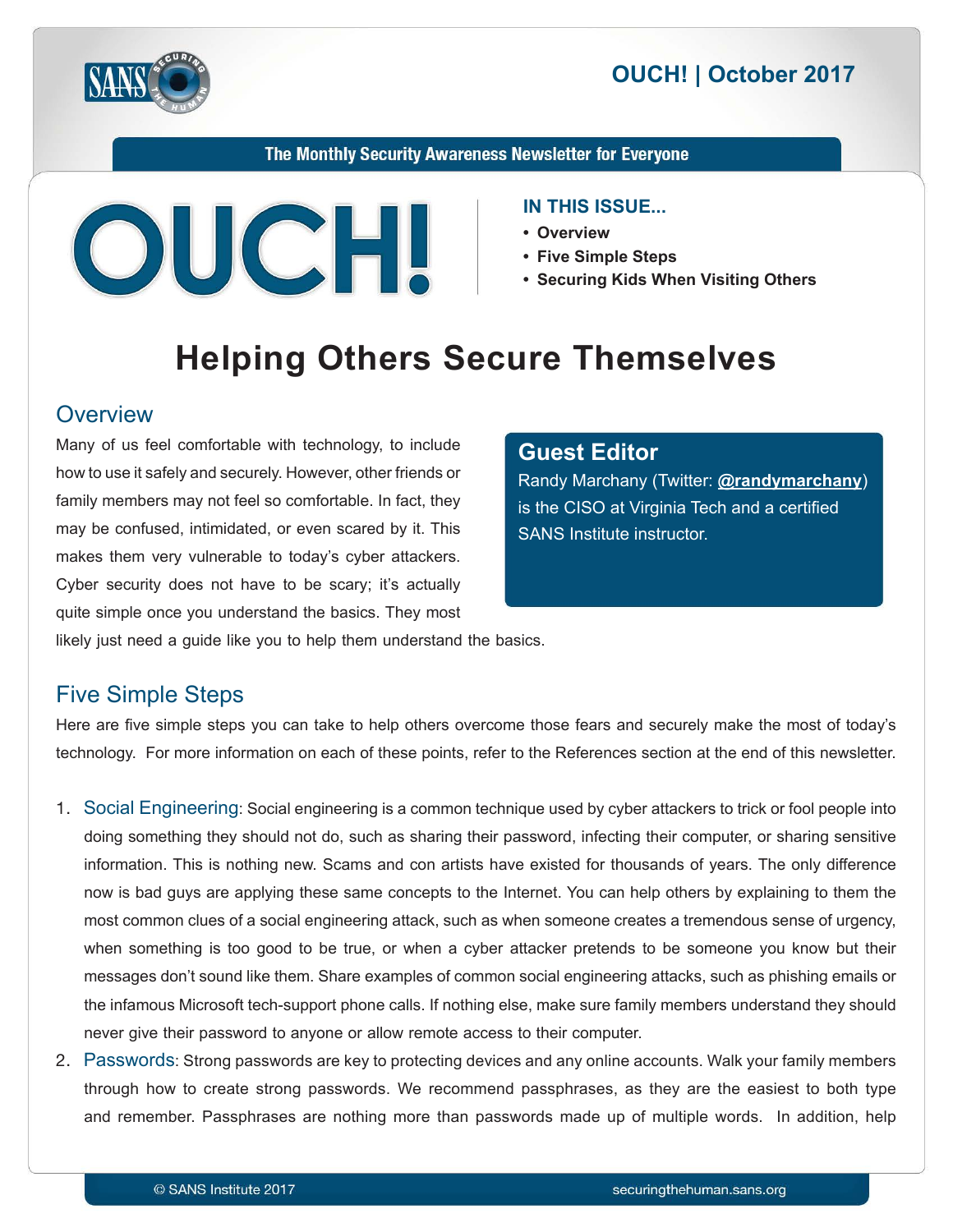The Monthly Security Awareness Newsletter for Everyone

# OUCH!

**IN THIS ISSUE...**

- **Overview**
- **Five Simple Steps**
- **Securing Kids When Visiting Others**

# Helping Others Secure Themselves

## Overview

Many of us feel comfortable with technology, to include how to use it safely and securely. However, other friends or family members may not feel so comfortable. In fact, they may be confused, intimidated, or even scared by it. This makes them very vulnerable to today's cyber attackers. Cyber security does not have to be scary; it's actually quite simple once you understand the basics. They most likely just need a guide like you to help them understand the basics.

**Guest Editor**

Randy Marchany (Twitter: **@randymarchany**) is the CISO at Virginia Tech and a certified SANS Institute instructor.

## Five Simple Steps

Here are five simple steps you can take to help others overcome those fears and securely make the most of today's technology. For more information on each of these points, refer to the References section at the end of this newsletter.

1. Social Engineering: Social engineering is a common technique used by cyber attackers to trick or fool people into doing something they should not do, such as sharing their password, infecting their computer, or sharing sensitive information. This is nothing new. Scams and con artists have existed for thousands of years. The only difference now is bad guys are applying these same concepts to the Internet. You can help others by explaining to them the most common clues of a social engineering attack, such as when someone creates a tremendous sense of urgency, when something is too good to be true, or when a cyber attacker pretends to be someone you know but their messages don't sound like them. Share examples of common social engineering attacks, such as phishing emails or the infamous Microsoft tech-support phone calls. If nothing else, make sure family members understand they should never give their password to anyone or allow remote access to their computer.
2. Passwords: Strong passwords are key to protecting devices and any online accounts. Walk your family members through how to create strong passwords. We recommend passphrases, as they are the easiest to both type and remember. Passphrases are nothing more than passwords made up of multiple words. In addition, help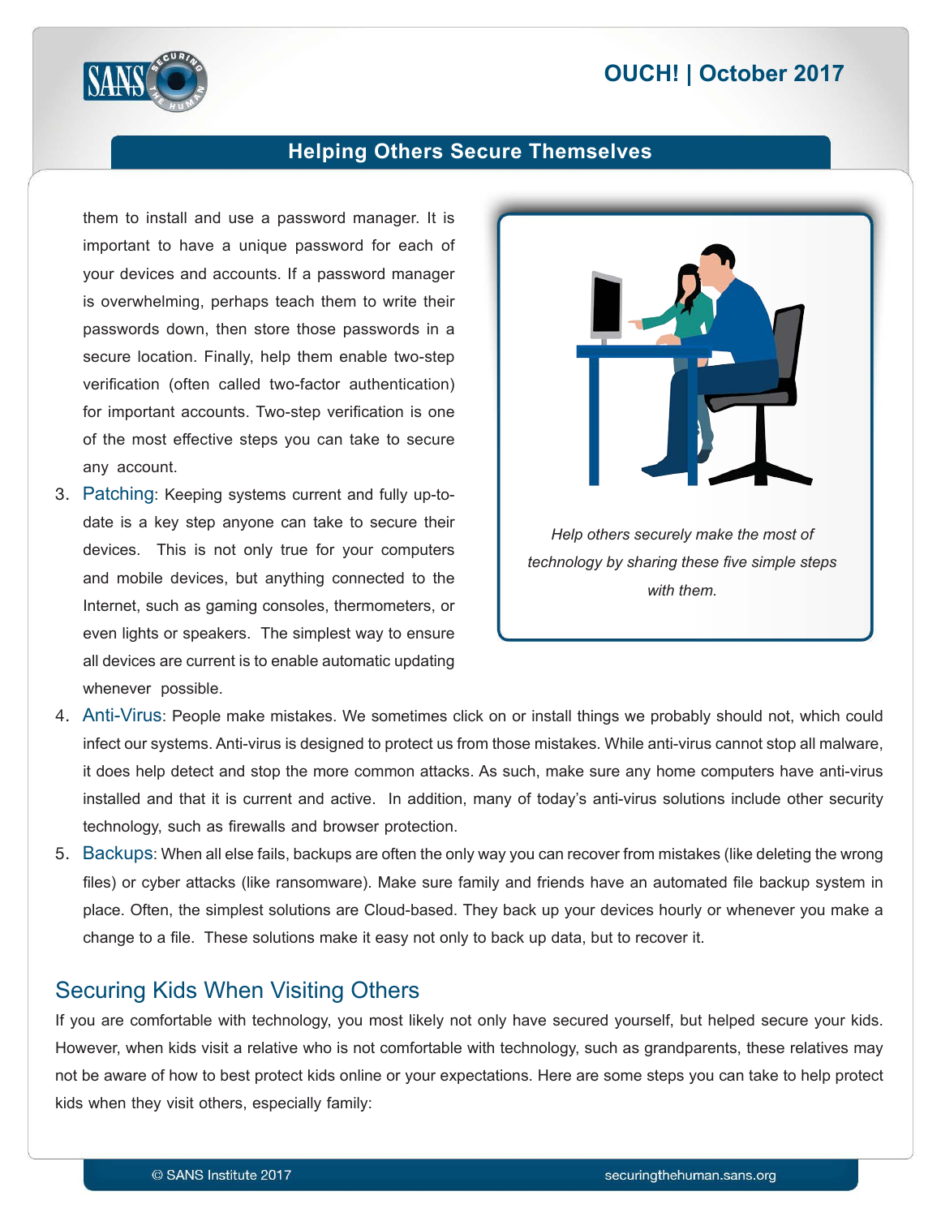them to install and use a password manager. It is important to have a unique password for each of your devices and accounts. If a password manager is overwhelming, perhaps teach them to write their passwords down, then store those passwords in a secure location. Finally, help them enable two-step verification (often called two-factor authentication) for important accounts. Two-step verification is one of the most effective steps you can take to secure any account.

3. Patching: Keeping systems current and fully up-to-date is a key step anyone can take to secure their devices. This is not only true for your computers and mobile devices, but anything connected to the Internet, such as gaming consoles, thermometers, or even lights or speakers. The simplest way to ensure all devices are current is to enable automatic updating whenever possible.

*Help others securely make the most of technology by sharing these five simple steps with them.*

4. Anti-Virus: People make mistakes. We sometimes click on or install things we probably should not, which could infect our systems. Anti-virus is designed to protect us from those mistakes. While anti-virus cannot stop all malware, it does help detect and stop the more common attacks. As such, make sure any home computers have anti-virus installed and that it is current and active. In addition, many of today's anti-virus solutions include other security technology, such as firewalls and browser protection.
5. Backups: When all else fails, backups are often the only way you can recover from mistakes (like deleting the wrong files) or cyber attacks (like ransomware). Make sure family and friends have an automated file backup system in place. Often, the simplest solutions are Cloud-based. They back up your devices hourly or whenever you make a change to a file. These solutions make it easy not only to back up data, but to recover it.

## Securing Kids When Visiting Others

If you are comfortable with technology, you most likely not only have secured yourself, but helped secure your kids. However, when kids visit a relative who is not comfortable with technology, such as grandparents, these relatives may not be aware of how to best protect kids online or your expectations. Here are some steps you can take to help protect kids when they visit others, especially family: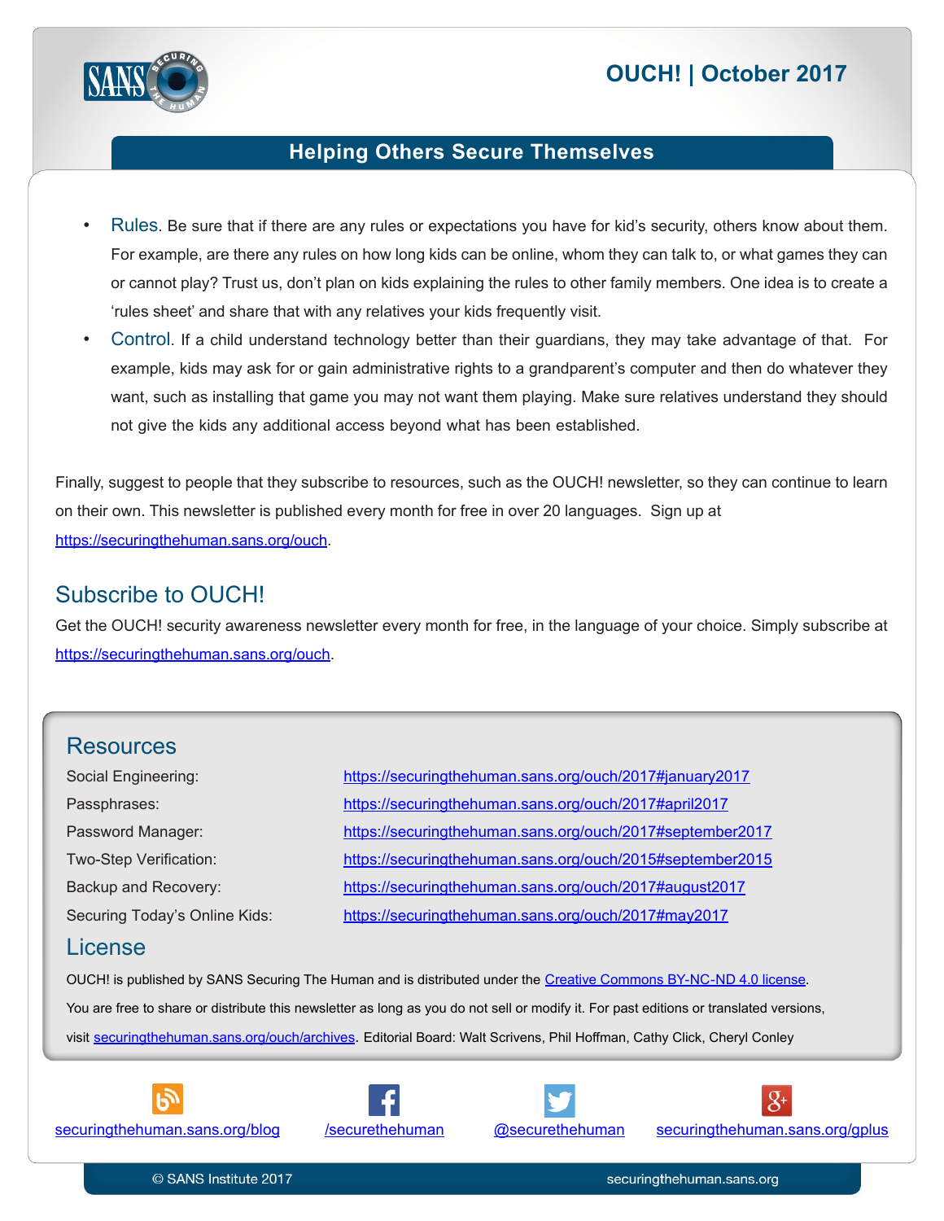- Rules. Be sure that if there are any rules or expectations you have for kid's security, others know about them. For example, are there any rules on how long kids can be online, whom they can talk to, or what games they can or cannot play? Trust us, don't plan on kids explaining the rules to other family members. One idea is to create a 'rules sheet' and share that with any relatives your kids frequently visit.
- Control. If a child understand technology better than their guardians, they may take advantage of that. For example, kids may ask for or gain administrative rights to a grandparent's computer and then do whatever they want, such as installing that game you may not want them playing. Make sure relatives understand they should not give the kids any additional access beyond what has been established.

Finally, suggest to people that they subscribe to resources, such as the OUCH! newsletter, so they can continue to learn on their own. This newsletter is published every month for free in over 20 languages. Sign up at https://securingthehuman.sans.org/ouch.

## Subscribe to OUCH!

Get the OUCH! security awareness newsletter every month for free, in the language of your choice. Simply subscribe at https://securingthehuman.sans.org/ouch.

## Resources

| | |
|---|---|
| Social Engineering: | https://securingthehuman.sans.org/ouch/2017#january2017 |
| Passphrases: | https://securingthehuman.sans.org/ouch/2017#april2017 |
| Password Manager: | https://securingthehuman.sans.org/ouch/2017#september2017 |
| Two-Step Verification: | https://securingthehuman.sans.org/ouch/2015#september2015 |
| Backup and Recovery: | https://securingthehuman.sans.org/ouch/2017#august2017 |
| Securing Today's Online Kids: | https://securingthehuman.sans.org/ouch/2017#may2017 |

## License

OUCH! is published by SANS Securing The Human and is distributed under the Creative Commons BY-NC-ND 4.0 license. You are free to share or distribute this newsletter as long as you do not sell or modify it. For past editions or translated versions, visit securingthehuman.sans.org/ouch/archives. Editorial Board: Walt Scrivens, Phil Hoffman, Cathy Click, Cheryl Conley

securingthehuman.sans.org/blog | /securethehuman | @securethehuman | securingthehuman.sans.org/gplus

© SANS Institute 2017 securingthehuman.sans.org